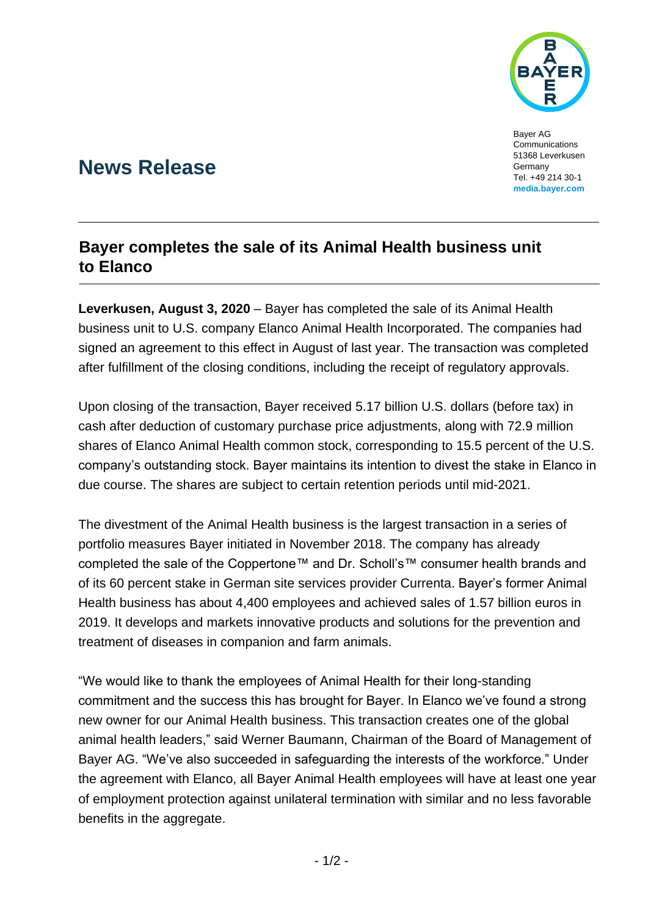Bayer AG
Communications
51368 Leverkusen
Germany
Tel. +49 214 30-1
**media.bayer.com**

# News Release

## Bayer completes the sale of its Animal Health business unit to Elanco

**Leverkusen, August 3, 2020** – Bayer has completed the sale of its Animal Health business unit to U.S. company Elanco Animal Health Incorporated. The companies had signed an agreement to this effect in August of last year. The transaction was completed after fulfillment of the closing conditions, including the receipt of regulatory approvals.

Upon closing of the transaction, Bayer received 5.17 billion U.S. dollars (before tax) in cash after deduction of customary purchase price adjustments, along with 72.9 million shares of Elanco Animal Health common stock, corresponding to 15.5 percent of the U.S. company's outstanding stock. Bayer maintains its intention to divest the stake in Elanco in due course. The shares are subject to certain retention periods until mid-2021.

The divestment of the Animal Health business is the largest transaction in a series of portfolio measures Bayer initiated in November 2018. The company has already completed the sale of the Coppertone™ and Dr. Scholl's™ consumer health brands and of its 60 percent stake in German site services provider Currenta. Bayer's former Animal Health business has about 4,400 employees and achieved sales of 1.57 billion euros in 2019. It develops and markets innovative products and solutions for the prevention and treatment of diseases in companion and farm animals.

"We would like to thank the employees of Animal Health for their long-standing commitment and the success this has brought for Bayer. In Elanco we've found a strong new owner for our Animal Health business. This transaction creates one of the global animal health leaders," said Werner Baumann, Chairman of the Board of Management of Bayer AG. "We've also succeeded in safeguarding the interests of the workforce." Under the agreement with Elanco, all Bayer Animal Health employees will have at least one year of employment protection against unilateral termination with similar and no less favorable benefits in the aggregate.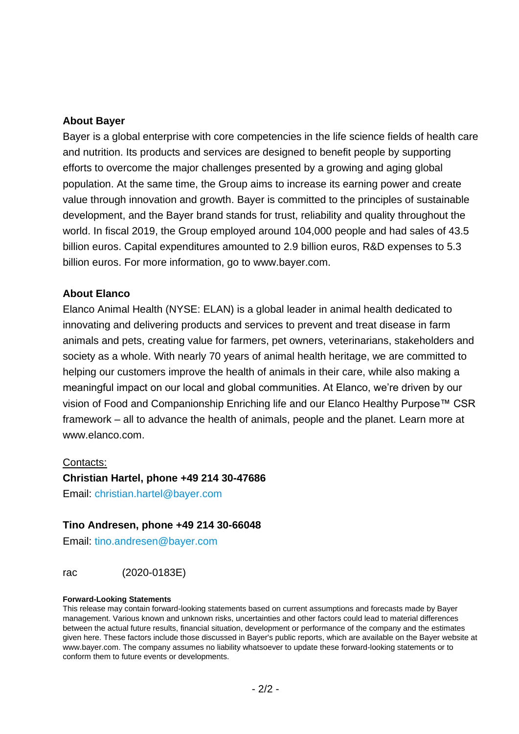**About Bayer**

Bayer is a global enterprise with core competencies in the life science fields of health care and nutrition. Its products and services are designed to benefit people by supporting efforts to overcome the major challenges presented by a growing and aging global population. At the same time, the Group aims to increase its earning power and create value through innovation and growth. Bayer is committed to the principles of sustainable development, and the Bayer brand stands for trust, reliability and quality throughout the world. In fiscal 2019, the Group employed around 104,000 people and had sales of 43.5 billion euros. Capital expenditures amounted to 2.9 billion euros, R&D expenses to 5.3 billion euros. For more information, go to www.bayer.com.

**About Elanco**

Elanco Animal Health (NYSE: ELAN) is a global leader in animal health dedicated to innovating and delivering products and services to prevent and treat disease in farm animals and pets, creating value for farmers, pet owners, veterinarians, stakeholders and society as a whole. With nearly 70 years of animal health heritage, we are committed to helping our customers improve the health of animals in their care, while also making a meaningful impact on our local and global communities. At Elanco, we're driven by our vision of Food and Companionship Enriching life and our Elanco Healthy Purpose™ CSR framework – all to advance the health of animals, people and the planet. Learn more at www.elanco.com.

Contacts:

**Christian Hartel, phone +49 214 30-47686**
Email: christian.hartel@bayer.com

**Tino Andresen, phone +49 214 30-66048**
Email: tino.andresen@bayer.com

rac (2020-0183E)

**Forward-Looking Statements**

This release may contain forward-looking statements based on current assumptions and forecasts made by Bayer management. Various known and unknown risks, uncertainties and other factors could lead to material differences between the actual future results, financial situation, development or performance of the company and the estimates given here. These factors include those discussed in Bayer's public reports, which are available on the Bayer website at www.bayer.com. The company assumes no liability whatsoever to update these forward-looking statements or to conform them to future events or developments.